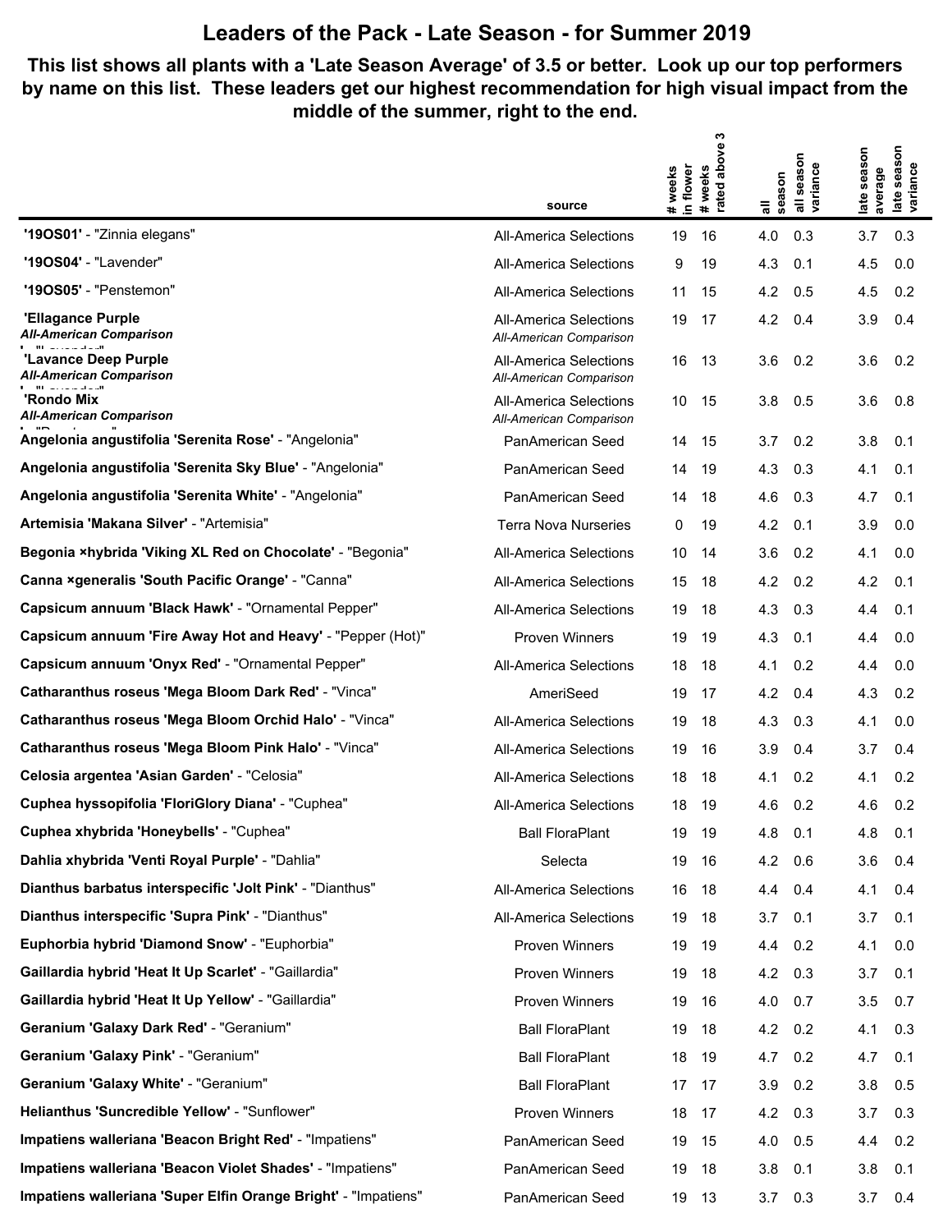# Leaders of the Pack - Late Season - for Summer 2019

**This list shows all plants with a 'Late Season Average' of 3.5 or better. Look up our top performers by name on this list. These leaders get our highest recommendation for high visual impact from the middle of the summer, right to the end.**

| | source | # weeks in flower | # weeks rated above 3 | all season | all season variance | late season average | late season variance |
|---|---|---|---|---|---|---|---|
| **'19OS01'** - "Zinnia elegans" | All-America Selections | 19 | 16 | 4.0 | 0.3 | 3.7 | 0.3 |
| **'19OS04'** - "Lavender" | All-America Selections | 9 | 19 | 4.3 | 0.1 | 4.5 | 0.0 |
| **'19OS05'** - "Penstemon" | All-America Selections | 11 | 15 | 4.2 | 0.5 | 4.5 | 0.2 |
| **'Ellagance Purple** *All-American Comparison* | All-America Selections *All-American Comparison* | 19 | 17 | 4.2 | 0.4 | 3.9 | 0.4 |
| **'Lavance Deep Purple** *All-American Comparison* | All-America Selections *All-American Comparison* | 16 | 13 | 3.6 | 0.2 | 3.6 | 0.2 |
| **'Rondo Mix** *All-American Comparison* | All-America Selections *All-American Comparison* | 10 | 15 | 3.8 | 0.5 | 3.6 | 0.8 |
| **Angelonia angustifolia 'Serenita Rose'** - "Angelonia" | PanAmerican Seed | 14 | 15 | 3.7 | 0.2 | 3.8 | 0.1 |
| **Angelonia angustifolia 'Serenita Sky Blue'** - "Angelonia" | PanAmerican Seed | 14 | 19 | 4.3 | 0.3 | 4.1 | 0.1 |
| **Angelonia angustifolia 'Serenita White'** - "Angelonia" | PanAmerican Seed | 14 | 18 | 4.6 | 0.3 | 4.7 | 0.1 |
| **Artemisia 'Makana Silver'** - "Artemisia" | Terra Nova Nurseries | 0 | 19 | 4.2 | 0.1 | 3.9 | 0.0 |
| **Begonia ×hybrida 'Viking XL Red on Chocolate'** - "Begonia" | All-America Selections | 10 | 14 | 3.6 | 0.2 | 4.1 | 0.0 |
| **Canna ×generalis 'South Pacific Orange'** - "Canna" | All-America Selections | 15 | 18 | 4.2 | 0.2 | 4.2 | 0.1 |
| **Capsicum annuum 'Black Hawk'** - "Ornamental Pepper" | All-America Selections | 19 | 18 | 4.3 | 0.3 | 4.4 | 0.1 |
| **Capsicum annuum 'Fire Away Hot and Heavy'** - "Pepper (Hot)" | Proven Winners | 19 | 19 | 4.3 | 0.1 | 4.4 | 0.0 |
| **Capsicum annuum 'Onyx Red'** - "Ornamental Pepper" | All-America Selections | 18 | 18 | 4.1 | 0.2 | 4.4 | 0.0 |
| **Catharanthus roseus 'Mega Bloom Dark Red'** - "Vinca" | AmeriSeed | 19 | 17 | 4.2 | 0.4 | 4.3 | 0.2 |
| **Catharanthus roseus 'Mega Bloom Orchid Halo'** - "Vinca" | All-America Selections | 19 | 18 | 4.3 | 0.3 | 4.1 | 0.0 |
| **Catharanthus roseus 'Mega Bloom Pink Halo'** - "Vinca" | All-America Selections | 19 | 16 | 3.9 | 0.4 | 3.7 | 0.4 |
| **Celosia argentea 'Asian Garden'** - "Celosia" | All-America Selections | 18 | 18 | 4.1 | 0.2 | 4.1 | 0.2 |
| **Cuphea hyssopifolia 'FloriGlory Diana'** - "Cuphea" | All-America Selections | 18 | 19 | 4.6 | 0.2 | 4.6 | 0.2 |
| **Cuphea xhybrida 'Honeybells'** - "Cuphea" | Ball FloraPlant | 19 | 19 | 4.8 | 0.1 | 4.8 | 0.1 |
| **Dahlia xhybrida 'Venti Royal Purple'** - "Dahlia" | Selecta | 19 | 16 | 4.2 | 0.6 | 3.6 | 0.4 |
| **Dianthus barbatus interspecific 'Jolt Pink'** - "Dianthus" | All-America Selections | 16 | 18 | 4.4 | 0.4 | 4.1 | 0.4 |
| **Dianthus interspecific 'Supra Pink'** - "Dianthus" | All-America Selections | 19 | 18 | 3.7 | 0.1 | 3.7 | 0.1 |
| **Euphorbia hybrid 'Diamond Snow'** - "Euphorbia" | Proven Winners | 19 | 19 | 4.4 | 0.2 | 4.1 | 0.0 |
| **Gaillardia hybrid 'Heat It Up Scarlet'** - "Gaillardia" | Proven Winners | 19 | 18 | 4.2 | 0.3 | 3.7 | 0.1 |
| **Gaillardia hybrid 'Heat It Up Yellow'** - "Gaillardia" | Proven Winners | 19 | 16 | 4.0 | 0.7 | 3.5 | 0.7 |
| **Geranium 'Galaxy Dark Red'** - "Geranium" | Ball FloraPlant | 19 | 18 | 4.2 | 0.2 | 4.1 | 0.3 |
| **Geranium 'Galaxy Pink'** - "Geranium" | Ball FloraPlant | 18 | 19 | 4.7 | 0.2 | 4.7 | 0.1 |
| **Geranium 'Galaxy White'** - "Geranium" | Ball FloraPlant | 17 | 17 | 3.9 | 0.2 | 3.8 | 0.5 |
| **Helianthus 'Suncredible Yellow'** - "Sunflower" | Proven Winners | 18 | 17 | 4.2 | 0.3 | 3.7 | 0.3 |
| **Impatiens walleriana 'Beacon Bright Red'** - "Impatiens" | PanAmerican Seed | 19 | 15 | 4.0 | 0.5 | 4.4 | 0.2 |
| **Impatiens walleriana 'Beacon Violet Shades'** - "Impatiens" | PanAmerican Seed | 19 | 18 | 3.8 | 0.1 | 3.8 | 0.1 |
| **Impatiens walleriana 'Super Elfin Orange Bright'** - "Impatiens" | PanAmerican Seed | 19 | 13 | 3.7 | 0.3 | 3.7 | 0.4 |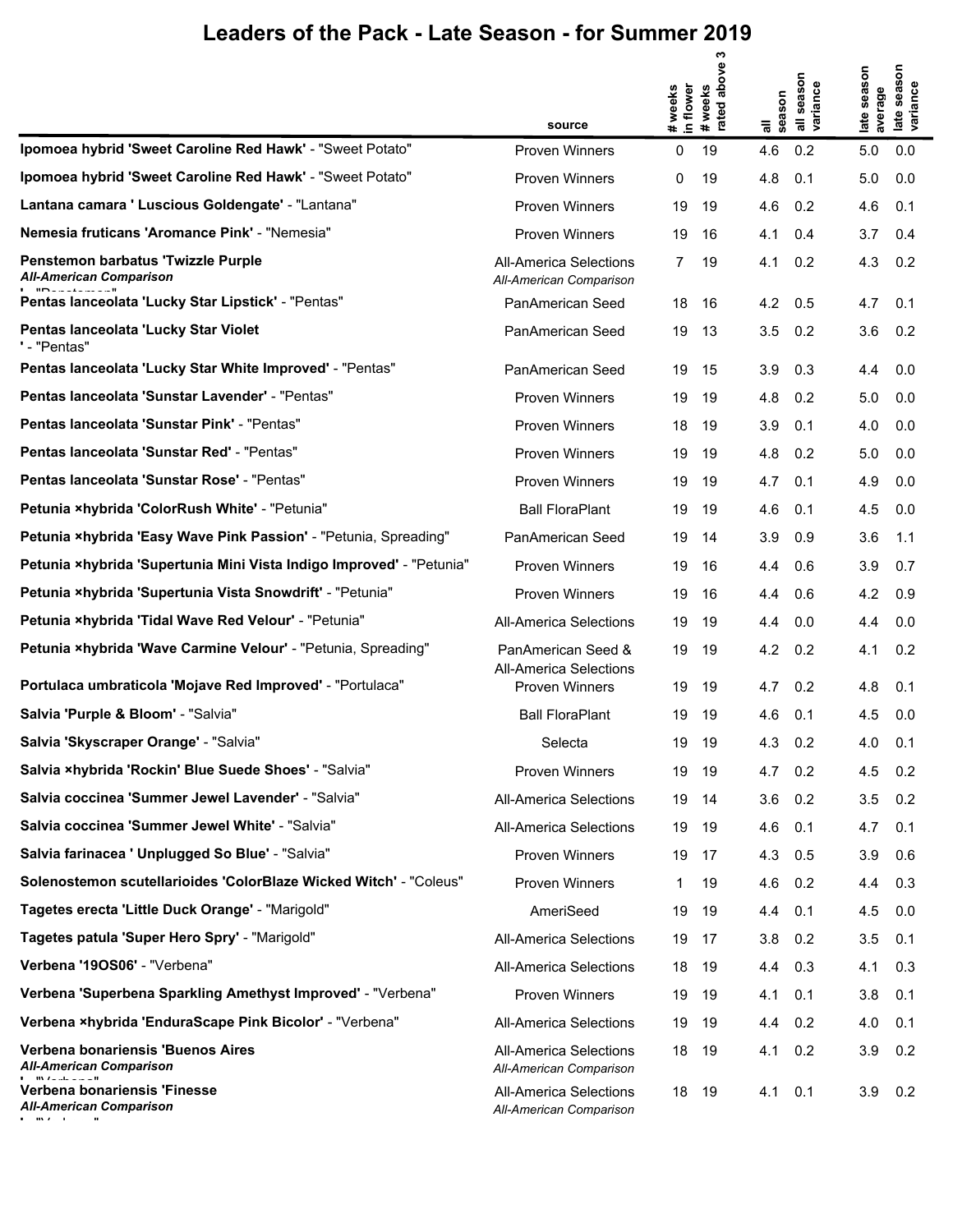# Leaders of the Pack - Late Season - for Summer 2019

| | source | # weeks in flower | # weeks rated above 3 | all season | all season variance | late season average | late season variance |
|---|---|---|---|---|---|---|---|
| **Ipomoea hybrid 'Sweet Caroline Red Hawk'** - "Sweet Potato" | Proven Winners | 0 | 19 | 4.6 | 0.2 | 5.0 | 0.0 |
| **Ipomoea hybrid 'Sweet Caroline Red Hawk'** - "Sweet Potato" | Proven Winners | 0 | 19 | 4.8 | 0.1 | 5.0 | 0.0 |
| **Lantana camara ' Luscious Goldengate'** - "Lantana" | Proven Winners | 19 | 19 | 4.6 | 0.2 | 4.6 | 0.1 |
| **Nemesia fruticans 'Aromance Pink'** - "Nemesia" | Proven Winners | 19 | 16 | 4.1 | 0.4 | 3.7 | 0.4 |
| **Penstemon barbatus 'Twizzle Purple** ***All-American Comparison*** ' - "Penstemon" | All-America Selections *All-American Comparison* | 7 | 19 | 4.1 | 0.2 | 4.3 | 0.2 |
| **Pentas lanceolata 'Lucky Star Lipstick'** - "Pentas" | PanAmerican Seed | 18 | 16 | 4.2 | 0.5 | 4.7 | 0.1 |
| **Pentas lanceolata 'Lucky Star Violet '** - "Pentas" | PanAmerican Seed | 19 | 13 | 3.5 | 0.2 | 3.6 | 0.2 |
| **Pentas lanceolata 'Lucky Star White Improved'** - "Pentas" | PanAmerican Seed | 19 | 15 | 3.9 | 0.3 | 4.4 | 0.0 |
| **Pentas lanceolata 'Sunstar Lavender'** - "Pentas" | Proven Winners | 19 | 19 | 4.8 | 0.2 | 5.0 | 0.0 |
| **Pentas lanceolata 'Sunstar Pink'** - "Pentas" | Proven Winners | 18 | 19 | 3.9 | 0.1 | 4.0 | 0.0 |
| **Pentas lanceolata 'Sunstar Red'** - "Pentas" | Proven Winners | 19 | 19 | 4.8 | 0.2 | 5.0 | 0.0 |
| **Pentas lanceolata 'Sunstar Rose'** - "Pentas" | Proven Winners | 19 | 19 | 4.7 | 0.1 | 4.9 | 0.0 |
| **Petunia ×hybrida 'ColorRush White'** - "Petunia" | Ball FloraPlant | 19 | 19 | 4.6 | 0.1 | 4.5 | 0.0 |
| **Petunia ×hybrida 'Easy Wave Pink Passion'** - "Petunia, Spreading" | PanAmerican Seed | 19 | 14 | 3.9 | 0.9 | 3.6 | 1.1 |
| **Petunia ×hybrida 'Supertunia Mini Vista Indigo Improved'** - "Petunia" | Proven Winners | 19 | 16 | 4.4 | 0.6 | 3.9 | 0.7 |
| **Petunia ×hybrida 'Supertunia Vista Snowdrift'** - "Petunia" | Proven Winners | 19 | 16 | 4.4 | 0.6 | 4.2 | 0.9 |
| **Petunia ×hybrida 'Tidal Wave Red Velour'** - "Petunia" | All-America Selections | 19 | 19 | 4.4 | 0.0 | 4.4 | 0.0 |
| **Petunia ×hybrida 'Wave Carmine Velour'** - "Petunia, Spreading" | PanAmerican Seed & All-America Selections | 19 | 19 | 4.2 | 0.2 | 4.1 | 0.2 |
| **Portulaca umbraticola 'Mojave Red Improved'** - "Portulaca" | Proven Winners | 19 | 19 | 4.7 | 0.2 | 4.8 | 0.1 |
| **Salvia 'Purple & Bloom'** - "Salvia" | Ball FloraPlant | 19 | 19 | 4.6 | 0.1 | 4.5 | 0.0 |
| **Salvia 'Skyscraper Orange'** - "Salvia" | Selecta | 19 | 19 | 4.3 | 0.2 | 4.0 | 0.1 |
| **Salvia ×hybrida 'Rockin' Blue Suede Shoes'** - "Salvia" | Proven Winners | 19 | 19 | 4.7 | 0.2 | 4.5 | 0.2 |
| **Salvia coccinea 'Summer Jewel Lavender'** - "Salvia" | All-America Selections | 19 | 14 | 3.6 | 0.2 | 3.5 | 0.2 |
| **Salvia coccinea 'Summer Jewel White'** - "Salvia" | All-America Selections | 19 | 19 | 4.6 | 0.1 | 4.7 | 0.1 |
| **Salvia farinacea ' Unplugged So Blue'** - "Salvia" | Proven Winners | 19 | 17 | 4.3 | 0.5 | 3.9 | 0.6 |
| **Solenostemon scutellarioides 'ColorBlaze Wicked Witch'** - "Coleus" | Proven Winners | 1 | 19 | 4.6 | 0.2 | 4.4 | 0.3 |
| **Tagetes erecta 'Little Duck Orange'** - "Marigold" | AmeriSeed | 19 | 19 | 4.4 | 0.1 | 4.5 | 0.0 |
| **Tagetes patula 'Super Hero Spry'** - "Marigold" | All-America Selections | 19 | 17 | 3.8 | 0.2 | 3.5 | 0.1 |
| **Verbena '19OS06'** - "Verbena" | All-America Selections | 18 | 19 | 4.4 | 0.3 | 4.1 | 0.3 |
| **Verbena 'Superbena Sparkling Amethyst Improved'** - "Verbena" | Proven Winners | 19 | 19 | 4.1 | 0.1 | 3.8 | 0.1 |
| **Verbena ×hybrida 'EnduraScape Pink Bicolor'** - "Verbena" | All-America Selections | 19 | 19 | 4.4 | 0.2 | 4.0 | 0.1 |
| **Verbena bonariensis 'Buenos Aires** ***All-American Comparison*** ' - "Verbena" | All-America Selections *All-American Comparison* | 18 | 19 | 4.1 | 0.2 | 3.9 | 0.2 |
| **Verbena bonariensis 'Finesse** ***All-American Comparison*** ' - "Verbena" | All-America Selections *All-American Comparison* | 18 | 19 | 4.1 | 0.1 | 3.9 | 0.2 |